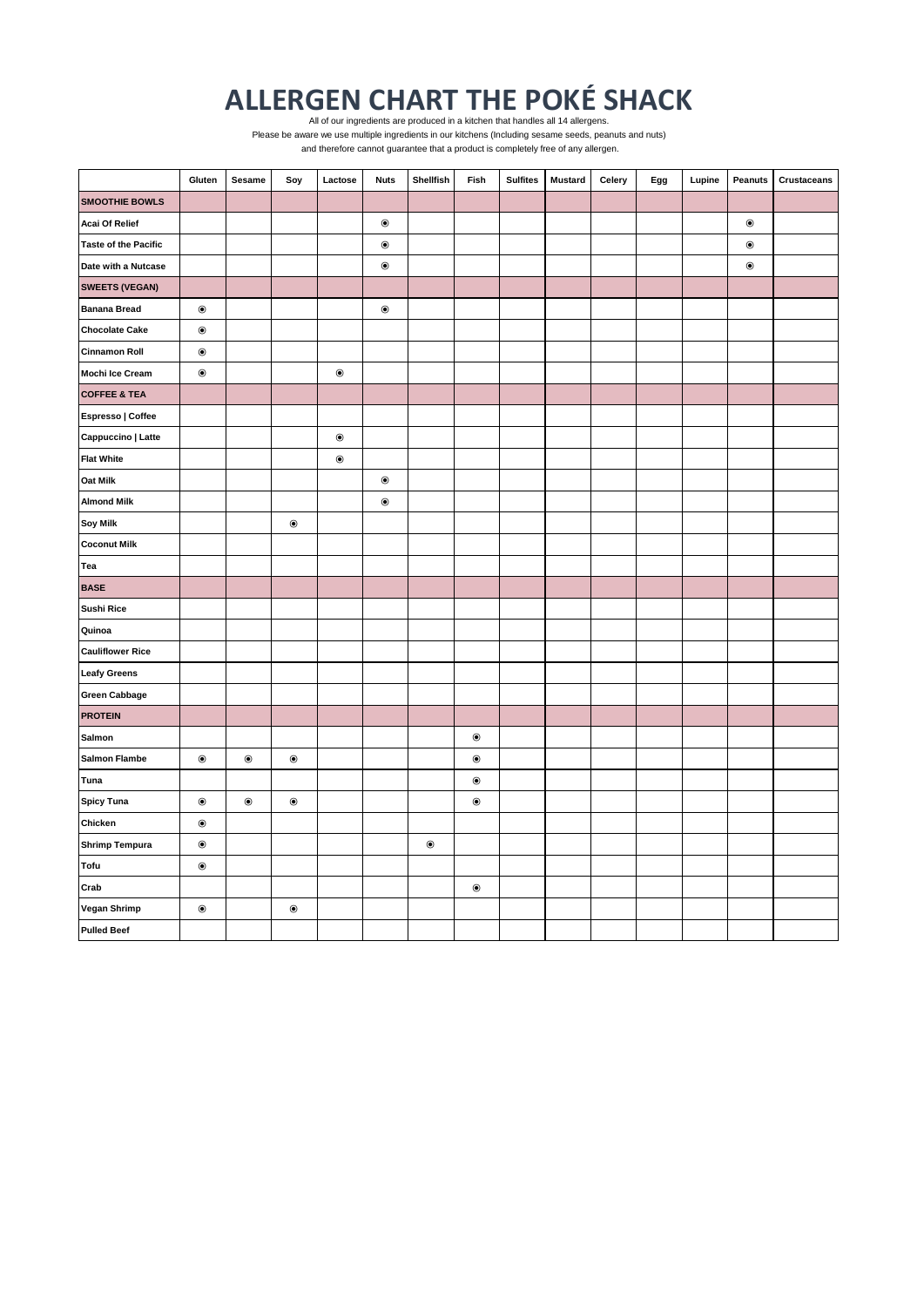# ALLERGEN CHART THE POKÉ SHACK

All of our ingredients are produced in a kitchen that handles all 14 allergens.
Please be aware we use multiple ingredients in our kitchens (Including sesame seeds, peanuts and nuts)
and therefore cannot guarantee that a product is completely free of any allergen.

| | Gluten | Sesame | Soy | Lactose | Nuts | Shellfish | Fish | Sulfites | Mustard | Celery | Egg | Lupine | Peanuts | Crustaceans |
|---|---|---|---|---|---|---|---|---|---|---|---|---|---|---|
| **SMOOTHIE BOWLS** | | | | | | | | | | | | | | |
| **Acai Of Relief** | | | | | ◉ | | | | | | | | ◉ | |
| **Taste of the Pacific** | | | | | ◉ | | | | | | | | ◉ | |
| **Date with a Nutcase** | | | | | ◉ | | | | | | | | ◉ | |
| **SWEETS (VEGAN)** | | | | | | | | | | | | | | |
| **Banana Bread** | ◉ | | | | ◉ | | | | | | | | | |
| **Chocolate Cake** | ◉ | | | | | | | | | | | | | |
| **Cinnamon Roll** | ◉ | | | | | | | | | | | | | |
| **Mochi Ice Cream** | ◉ | | | ◉ | | | | | | | | | | |
| **COFFEE & TEA** | | | | | | | | | | | | | | |
| **Espresso \| Coffee** | | | | | | | | | | | | | | |
| **Cappuccino \| Latte** | | | | ◉ | | | | | | | | | | |
| **Flat White** | | | | ◉ | | | | | | | | | | |
| **Oat Milk** | | | | | ◉ | | | | | | | | | |
| **Almond Milk** | | | | | ◉ | | | | | | | | | |
| **Soy Milk** | | | ◉ | | | | | | | | | | | |
| **Coconut Milk** | | | | | | | | | | | | | | |
| **Tea** | | | | | | | | | | | | | | |
| **BASE** | | | | | | | | | | | | | | |
| **Sushi Rice** | | | | | | | | | | | | | | |
| **Quinoa** | | | | | | | | | | | | | | |
| **Cauliflower Rice** | | | | | | | | | | | | | | |
| **Leafy Greens** | | | | | | | | | | | | | | |
| **Green Cabbage** | | | | | | | | | | | | | | |
| **PROTEIN** | | | | | | | | | | | | | | |
| **Salmon** | | | | | | | ◉ | | | | | | | |
| **Salmon Flambe** | ◉ | ◉ | ◉ | | | | ◉ | | | | | | | |
| **Tuna** | | | | | | | ◉ | | | | | | | |
| **Spicy Tuna** | ◉ | ◉ | ◉ | | | | ◉ | | | | | | | |
| **Chicken** | ◉ | | | | | | | | | | | | | |
| **Shrimp Tempura** | ◉ | | | | | ◉ | | | | | | | | |
| **Tofu** | ◉ | | | | | | | | | | | | | |
| **Crab** | | | | | | | ◉ | | | | | | | |
| **Vegan Shrimp** | ◉ | | ◉ | | | | | | | | | | | |
| **Pulled Beef** | | | | | | | | | | | | | | |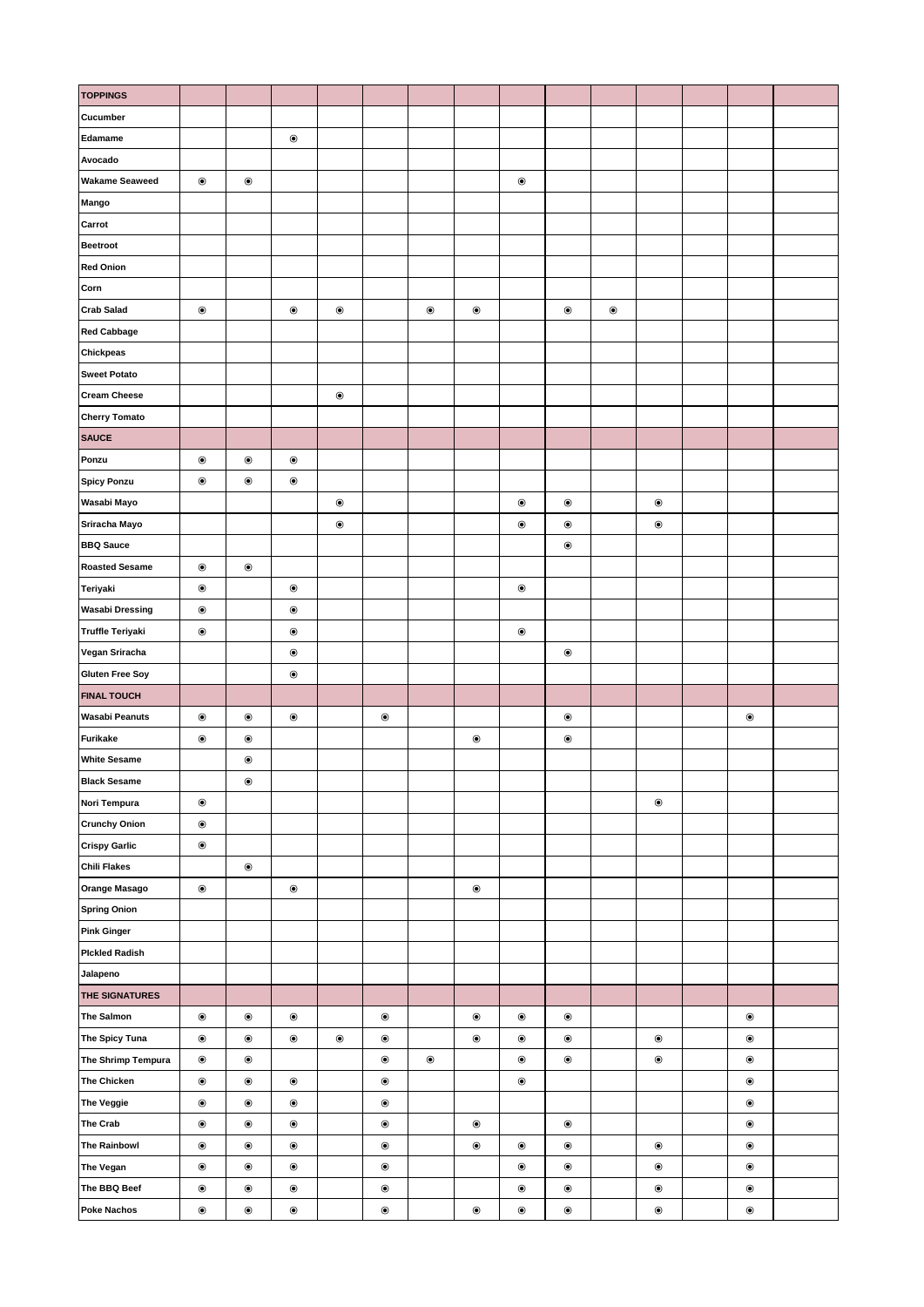| **TOPPINGS** | | | | | | | | | | | | | | |
|---|---|---|---|---|---|---|---|---|---|---|---|---|---|---|
| **Cucumber** | | | | | | | | | | | | | | |
| **Edamame** | | | ◉ | | | | | | | | | | | |
| **Avocado** | | | | | | | | | | | | | | |
| **Wakame Seaweed** | ◉ | ◉ | | | | | | ◉ | | | | | | |
| **Mango** | | | | | | | | | | | | | | |
| **Carrot** | | | | | | | | | | | | | | |
| **Beetroot** | | | | | | | | | | | | | | |
| **Red Onion** | | | | | | | | | | | | | | |
| **Corn** | | | | | | | | | | | | | | |
| **Crab Salad** | ◉ | | ◉ | ◉ | | ◉ | ◉ | | ◉ | ◉ | | | | |
| **Red Cabbage** | | | | | | | | | | | | | | |
| **Chickpeas** | | | | | | | | | | | | | | |
| **Sweet Potato** | | | | | | | | | | | | | | |
| **Cream Cheese** | | | | ◉ | | | | | | | | | | |
| **Cherry Tomato** | | | | | | | | | | | | | | |
| **SAUCE** | | | | | | | | | | | | | | |
| **Ponzu** | ◉ | ◉ | ◉ | | | | | | | | | | | |
| **Spicy Ponzu** | ◉ | ◉ | ◉ | | | | | | | | | | | |
| **Wasabi Mayo** | | | | ◉ | | | | ◉ | ◉ | | ◉ | | | |
| **Sriracha Mayo** | | | | ◉ | | | | ◉ | ◉ | | ◉ | | | |
| **BBQ Sauce** | | | | | | | | | ◉ | | | | | |
| **Roasted Sesame** | ◉ | ◉ | | | | | | | | | | | | |
| **Teriyaki** | ◉ | | ◉ | | | | | ◉ | | | | | | |
| **Wasabi Dressing** | ◉ | | ◉ | | | | | | | | | | | |
| **Truffle Teriyaki** | ◉ | | ◉ | | | | | ◉ | | | | | | |
| **Vegan Sriracha** | | | ◉ | | | | | | ◉ | | | | | |
| **Gluten Free Soy** | | | ◉ | | | | | | | | | | | |
| **FINAL TOUCH** | | | | | | | | | | | | | | |
| **Wasabi Peanuts** | ◉ | ◉ | ◉ | | ◉ | | | | ◉ | | | | ◉ | |
| **Furikake** | ◉ | ◉ | | | | | ◉ | | ◉ | | | | | |
| **White Sesame** | | ◉ | | | | | | | | | | | | |
| **Black Sesame** | | ◉ | | | | | | | | | | | | |
| **Nori Tempura** | ◉ | | | | | | | | | | ◉ | | | |
| **Crunchy Onion** | ◉ | | | | | | | | | | | | | |
| **Crispy Garlic** | ◉ | | | | | | | | | | | | | |
| **Chili Flakes** | | ◉ | | | | | | | | | | | | |
| **Orange Masago** | ◉ | | ◉ | | | | ◉ | | | | | | | |
| **Spring Onion** | | | | | | | | | | | | | | |
| **Pink Ginger** | | | | | | | | | | | | | | |
| **PIckled Radish** | | | | | | | | | | | | | | |
| **Jalapeno** | | | | | | | | | | | | | | |
| **THE SIGNATURES** | | | | | | | | | | | | | | |
| **The Salmon** | ◉ | ◉ | ◉ | | ◉ | | ◉ | ◉ | ◉ | | | | ◉ | |
| **The Spicy Tuna** | ◉ | ◉ | ◉ | ◉ | ◉ | | ◉ | ◉ | ◉ | | ◉ | | ◉ | |
| **The Shrimp Tempura** | ◉ | ◉ | | | ◉ | ◉ | | ◉ | ◉ | | ◉ | | ◉ | |
| **The Chicken** | ◉ | ◉ | ◉ | | ◉ | | | ◉ | | | | | ◉ | |
| **The Veggie** | ◉ | ◉ | ◉ | | ◉ | | | | | | | | ◉ | |
| **The Crab** | ◉ | ◉ | ◉ | | ◉ | | ◉ | | ◉ | | | | ◉ | |
| **The Rainbowl** | ◉ | ◉ | ◉ | | ◉ | | ◉ | ◉ | ◉ | | ◉ | | ◉ | |
| **The Vegan** | ◉ | ◉ | ◉ | | ◉ | | | ◉ | ◉ | | ◉ | | ◉ | |
| **The BBQ Beef** | ◉ | ◉ | ◉ | | ◉ | | | ◉ | ◉ | | ◉ | | ◉ | |
| **Poke Nachos** | ◉ | ◉ | ◉ | | ◉ | | ◉ | ◉ | ◉ | | ◉ | | ◉ | |